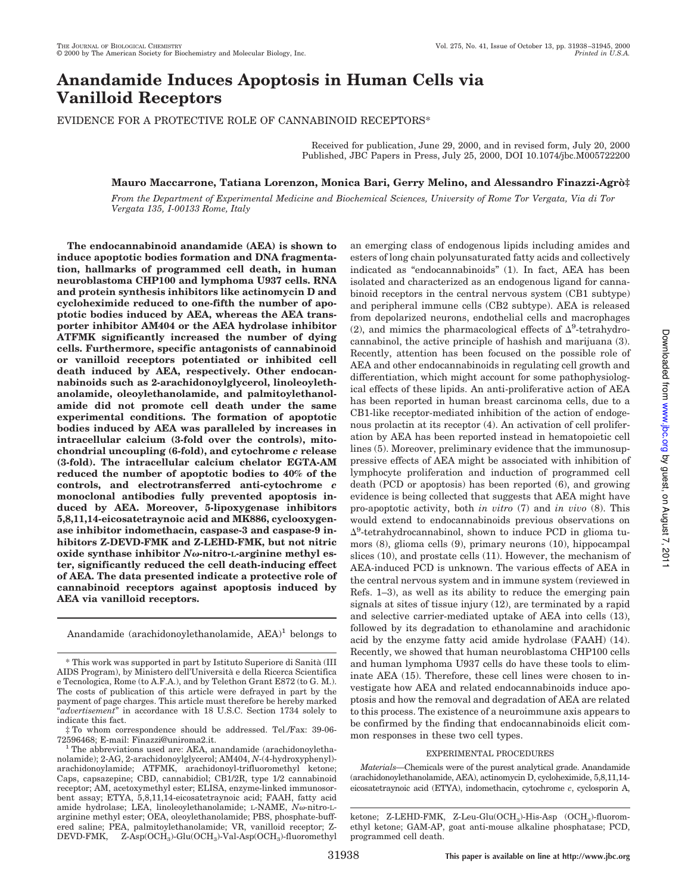# Anandamide Induces Apoptosis in Human Cells via Vanilloid Receptors

EVIDENCE FOR A PROTECTIVE ROLE OF CANNABINOID RECEPTORS*

Received for publication, June 29, 2000, and in revised form, July 20, 2000
Published, JBC Papers in Press, July 25, 2000, DOI 10.1074/jbc.M005722200

**Mauro Maccarrone, Tatiana Lorenzon, Monica Bari, Gerry Melino, and Alessandro Finazzi-Agrò‡**

*From the Department of Experimental Medicine and Biochemical Sciences, University of Rome Tor Vergata, Via di Tor Vergata 135, I-00133 Rome, Italy*

**The endocannabinoid anandamide (AEA) is shown to induce apoptotic bodies formation and DNA fragmentation, hallmarks of programmed cell death, in human neuroblastoma CHP100 and lymphoma U937 cells. RNA and protein synthesis inhibitors like actinomycin D and cycloheximide reduced to one-fifth the number of apoptotic bodies induced by AEA, whereas the AEA transporter inhibitor AM404 or the AEA hydrolase inhibitor ATFMK significantly increased the number of dying cells. Furthermore, specific antagonists of cannabinoid or vanilloid receptors potentiated or inhibited cell death induced by AEA, respectively. Other endocannabinoids such as 2-arachidonoylglycerol, linoleoylethanolamide, oleoylethanolamide, and palmitoylethanolamide did not promote cell death under the same experimental conditions. The formation of apoptotic bodies induced by AEA was paralleled by increases in intracellular calcium (3-fold over the controls), mitochondrial uncoupling (6-fold), and cytochrome *c* release (3-fold). The intracellular calcium chelator EGTA-AM reduced the number of apoptotic bodies to 40% of the controls, and electrotransferred anti-cytochrome *c* monoclonal antibodies fully prevented apoptosis induced by AEA. Moreover, 5-lipoxygenase inhibitors 5,8,11,14-eicosatetraynoic acid and MK886, cyclooxygenase inhibitor indomethacin, caspase-3 and caspase-9 inhibitors Z-DEVD-FMK and Z-LEHD-FMK, but not nitric oxide synthase inhibitor *N*ω-nitro-L-arginine methyl ester, significantly reduced the cell death-inducing effect of AEA. The data presented indicate a protective role of cannabinoid receptors against apoptosis induced by AEA via vanilloid receptors.**

Anandamide (arachidonoylethanolamide, AEA)[1] belongs to an emerging class of endogenous lipids including amides and esters of long chain polyunsaturated fatty acids and collectively indicated as "endocannabinoids" (1). In fact, AEA has been isolated and characterized as an endogenous ligand for cannabinoid receptors in the central nervous system (CB1 subtype) and peripheral immune cells (CB2 subtype). AEA is released from depolarized neurons, endothelial cells and macrophages (2), and mimics the pharmacological effects of $\Delta^9$-tetrahydrocannabinol, the active principle of hashish and marijuana (3). Recently, attention has been focused on the possible role of AEA and other endocannabinoids in regulating cell growth and differentiation, which might account for some pathophysiological effects of these lipids. An anti-proliferative action of AEA has been reported in human breast carcinoma cells, due to a CB1-like receptor-mediated inhibition of the action of endogenous prolactin at its receptor (4). An activation of cell proliferation by AEA has been reported instead in hematopoietic cell lines (5). Moreover, preliminary evidence that the immunosuppressive effects of AEA might be associated with inhibition of lymphocyte proliferation and induction of programmed cell death (PCD or apoptosis) has been reported (6), and growing evidence is being collected that suggests that AEA might have pro-apoptotic activity, both *in vitro* (7) and *in vivo* (8). This would extend to endocannabinoids previous observations on $\Delta^9$-tetrahydrocannabinol, shown to induce PCD in glioma tumors (8), glioma cells (9), primary neurons (10), hippocampal slices (10), and prostate cells (11). However, the mechanism of AEA-induced PCD is unknown. The various effects of AEA in the central nervous system and in immune system (reviewed in Refs. 1–3), as well as its ability to reduce the emerging pain signals at sites of tissue injury (12), are terminated by a rapid and selective carrier-mediated uptake of AEA into cells (13), followed by its degradation to ethanolamine and arachidonic acid by the enzyme fatty acid amide hydrolase (FAAH) (14). Recently, we showed that human neuroblastoma CHP100 cells and human lymphoma U937 cells do have these tools to eliminate AEA (15). Therefore, these cell lines were chosen to investigate how AEA and related endocannabinoids induce apoptosis and how the removal and degradation of AEA are related to this process. The existence of a neuroimmune axis appears to be confirmed by the finding that endocannabinoids elicit common responses in these two cell types.

## EXPERIMENTAL PROCEDURES

*Materials*—Chemicals were of the purest analytical grade. Anandamide (arachidonoylethanolamide, AEA), actinomycin D, cycloheximide, 5,8,11,14-eicosatetraynoic acid (ETYA), indomethacin, cytochrome *c*, cyclosporin A,

---

\* This work was supported in part by Istituto Superiore di Sanità (III AIDS Program), by Ministero dell'Università e della Ricerca Scientifica e Tecnologica, Rome (to A.F.A.), and by Telethon Grant E872 (to G. M.). The costs of publication of this article were defrayed in part by the payment of page charges. This article must therefore be hereby marked "*advertisement*" in accordance with 18 U.S.C. Section 1734 solely to indicate this fact.

‡ To whom correspondence should be addressed. Tel./Fax: 39-06-72596468; E-mail: Finazzi@uniroma2.it.

[1] The abbreviations used are: AEA, anandamide (arachidonoylethanolamide); 2-AG, 2-arachidonoylglycerol; AM404, *N*-(4-hydroxyphenyl)-arachidonoylamide; ATFMK, arachidonoyl-trifluoromethyl ketone; Caps, capsazepine; CBD, cannabidiol; CB1/2R, type 1/2 cannabinoid receptor; AM, acetoxymethyl ester; ELISA, enzyme-linked immunosorbent assay; ETYA, 5,8,11,14-eicosatetraynoic acid; FAAH, fatty acid amide hydrolase; LEA, linoleoylethanolamide; L-NAME, *N*ω-nitro-L-arginine methyl ester; OEA, oleoylethanolamide; PBS, phosphate-buffered saline; PEA, palmitoylethanolamide; VR, vanilloid receptor; Z-DEVD-FMK, Z-Asp(OCH$_3$)-Glu(OCH$_3$)-Val-Asp(OCH$_3$)-fluoromethyl ketone; Z-LEHD-FMK, Z-Leu-Glu(OCH$_3$)-His-Asp (OCH$_3$)-fluoromethyl ketone; GAM-AP, goat anti-mouse alkaline phosphatase; PCD, programmed cell death.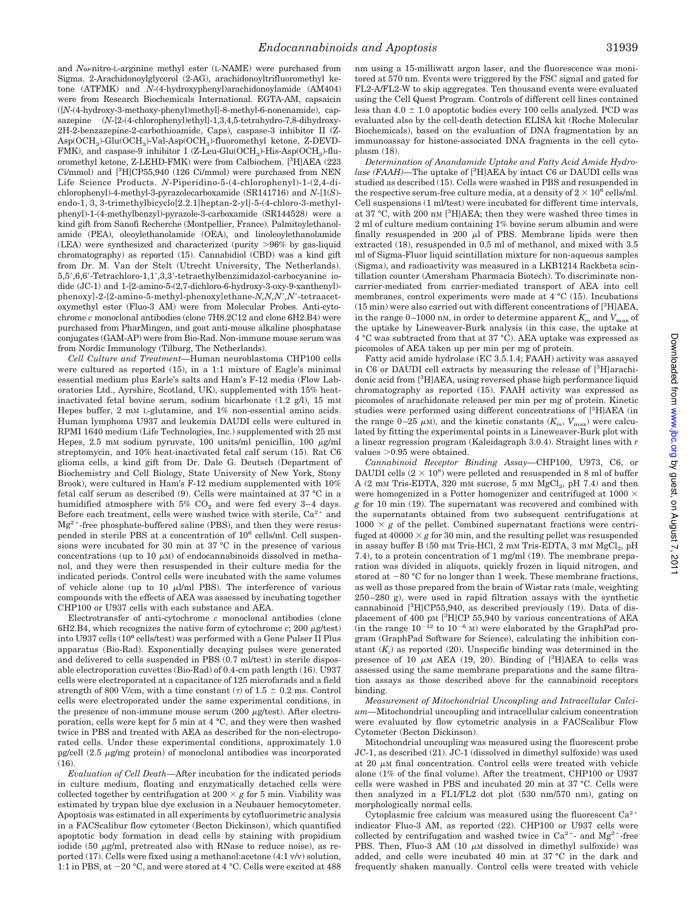and $N\omega$-nitro-L-arginine methyl ester (L-NAME) were purchased from Sigma. 2-Arachidonoylglycerol (2-AG), arachidonoyltrifluoromethyl ketone (ATFMK) and $N$-(4-hydroxyphenyl)arachidonoylamide (AM404) were from Research Biochemicals International. EGTA-AM, capsaicin ([$N$-(4-hydroxy-3-methoxy-phenyl)methyl]-8-methyl-6-nonenamide), capsazepine ($N$-[2-(4-chlorophenyl)ethyl]-1,3,4,5-tetrahydro-7,8-dihydroxy-2H-2-benzazepine-2-carbothioamide, Caps), caspase-3 inhibitor II (Z-Asp($OCH_3$)-Glu($OCH_3$)-Val-Asp($OCH_3$)-fluoromethyl ketone, Z-DEVD-FMK), and caspase-9 inhibitor I (Z-Leu-Glu($OCH_3$)-His-Asp($OCH_3$)-fluoromethyl ketone, Z-LEHD-FMK) were from Calbiochem. [$^3$H]AEA (223 Ci/mmol) and [$^3$H]CP55,940 (126 Ci/mmol) were purchased from NEN Life Science Products. $N$-Piperidino-5-(4-chlorophenyl)-1-(2,4-dichlorophenyl)-4-methyl-3-pyrazolecarboxamide (SR141716) and $N$-[1($S$)-endo-1, 3, 3-trimethylbicyclo[2.2.1]heptan-2-yl]-5-(4-chloro-3-methylphenyl)-1-(4-methylbenzyl)-pyrazole-3-carboxamide (SR144528) were a kind gift from Sanofi Recherche (Montpellier, France). Palmitoylethanolamide (PEA), oleoylethanolamide (OEA), and linoleoylethanolamide (LEA) were synthesized and characterized (purity >96% by gas-liquid chromatography) as reported (15). Cannabidiol (CBD) was a kind gift from Dr. M. Van der Stelt (Utrecht University, The Netherlands). 5,5′,6,6′-Tetrachloro-1,1′,3,3′-tetraethylbenzimidazol-carbocyanine iodide (JC-1) and 1-[2-amino-5-(2,7-dichloro-6-hydroxy-3-oxy-9-xanthenyl)-phenoxy]-2-[2-amino-5-methyl-phenoxy]ethane-$N,N,N',N'$-tetraacetoxymethyl ester (Fluo-3 AM) were from Molecular Probes. Anti-cytochrome $c$ monoclonal antibodies (clone 7H8.2C12 and clone 6H2.B4) were purchased from PharMingen, and goat anti-mouse alkaline phosphatase conjugates (GAM-AP) were from Bio-Rad. Non-immune mouse serum was from Nordic Immunology (Tilburg, The Netherlands).

*Cell Culture and Treatment*—Human neuroblastoma CHP100 cells were cultured as reported (15), in a 1:1 mixture of Eagle's minimal essential medium plus Earle's salts and Ham's F-12 media (Flow Laboratories Ltd., Ayrshire, Scotland, UK), supplemented with 15% heat-inactivated fetal bovine serum, sodium bicarbonate (1.2 g/l), 15 mM Hepes buffer, 2 mM L-glutamine, and 1% non-essential amino acids. Human lymphoma U937 and leukemia DAUDI cells were cultured in RPMI 1640 medium (Life Technologies, Inc.) supplemented with 25 mM Hepes, 2.5 mM sodium pyruvate, 100 units/ml penicillin, 100 μg/ml streptomycin, and 10% heat-inactivated fetal calf serum (15). Rat C6 glioma cells, a kind gift from Dr. Dale G. Deutsch (Department of Biochemistry and Cell Biology, State University of New York, Stony Brook), were cultured in Ham's F-12 medium supplemented with 10% fetal calf serum as described (9). Cells were maintained at 37 °C in a humidified atmosphere with 5% $CO_2$ and were fed every 3–4 days. Before each treatment, cells were washed twice with sterile, $Ca^{2+}$ and $Mg^{2+}$-free phosphate-buffered saline (PBS), and then they were resuspended in sterile PBS at a concentration of $10^6$ cells/ml. Cell suspensions were incubated for 30 min at 37 °C in the presence of various concentrations (up to 10 μM) of endocannabinoids dissolved in methanol, and they were then resuspended in their culture media for the indicated periods. Control cells were incubated with the same volumes of vehicle alone (up to 10 μl/ml PBS). The interference of various compounds with the effects of AEA was assessed by incubating together CHP100 or U937 cells with each substance and AEA.

Electrotransfer of anti-cytochrome $c$ monoclonal antibodies (clone 6H2.B4, which recognizes the native form of cytochrome $c$; 200 μg/test) into U937 cells ($10^6$ cells/test) was performed with a Gene Pulser II Plus apparatus (Bio-Rad). Exponentially decaying pulses were generated and delivered to cells suspended in PBS (0.7 ml/test) in sterile disposable electroporation cuvettes (Bio-Rad) of 0.4-cm path length (16). U937 cells were electroporated at a capacitance of 125 microfarads and a field strength of 800 V/cm, with a time constant ($\tau$) of 1.5 ± 0.2 ms. Control cells were electroporated under the same experimental conditions, in the presence of non-immune mouse serum (200 μg/test). After electroporation, cells were kept for 5 min at 4 °C, and they were then washed twice in PBS and treated with AEA as described for the non-electroporated cells. Under these experimental conditions, approximately 1.0 pg/cell (2.5 μg/mg protein) of monoclonal antibodies was incorporated (16).

*Evaluation of Cell Death*—After incubation for the indicated periods in culture medium, floating and enzymatically detached cells were collected together by centrifugation at 200 × $g$ for 5 min. Viability was estimated by trypan blue dye exclusion in a Neubauer hemocytometer. Apoptosis was estimated in all experiments by cytofluorimetric analysis in a FACScalibur flow cytometer (Becton Dickinson), which quantified apoptotic body formation in dead cells by staining with propidium iodide (50 μg/ml, pretreated also with RNase to reduce noise), as reported (17). Cells were fixed using a methanol:acetone (4:1 v/v) solution, 1:1 in PBS, at −20 °C, and were stored at 4 °C. Cells were excited at 488 nm using a 15-milliwatt argon laser, and the fluorescence was monitored at 570 nm. Events were triggered by the FSC signal and gated for FL2-A/FL2-W to skip aggregates. Ten thousand events were evaluated using the Cell Quest Program. Controls of different cell lines contained less than 4.0 ± 1.0 apoptotic bodies every 100 cells analyzed. PCD was evaluated also by the cell-death detection ELISA kit (Roche Molecular Biochemicals), based on the evaluation of DNA fragmentation by an immunoassay for histone-associated DNA fragments in the cell cytoplasm (18).

*Determination of Anandamide Uptake and Fatty Acid Amide Hydrolase (FAAH)*—The uptake of [$^3$H]AEA by intact C6 or DAUDI cells was studied as described (15). Cells were washed in PBS and resuspended in the respective serum-free culture media, at a density of $2 \times 10^6$ cells/ml. Cell suspensions (1 ml/test) were incubated for different time intervals, at 37 °C, with 200 nM [$^3$H]AEA; then they were washed three times in 2 ml of culture medium containing 1% bovine serum albumin and were finally resuspended in 200 μl of PBS. Membrane lipids were then extracted (18), resuspended in 0.5 ml of methanol, and mixed with 3.5 ml of Sigma-Fluor liquid scintillation mixture for non-aqueous samples (Sigma), and radioactivity was measured in a LKB1214 Rackbeta scintillation counter (Amersham Pharmacia Biotech). To discriminate non-carrier-mediated from carrier-mediated transport of AEA into cell membranes, control experiments were made at 4 °C (15). Incubations (15 min) were also carried out with different concentrations of [$^3$H]AEA, in the range 0–1000 nM, in order to determine apparent $K_m$ and $V_{max}$ of the uptake by Lineweaver-Burk analysis (in this case, the uptake at 4 °C was subtracted from that at 37 °C). AEA uptake was expressed as picomoles of AEA taken up per min per mg of protein.

Fatty acid amide hydrolase (EC 3.5.1.4; FAAH) activity was assayed in C6 or DAUDI cell extracts by measuring the release of [$^3$H]arachidonic acid from [$^3$H]AEA, using reversed phase high performance liquid chromatography as reported (15). FAAH activity was expressed as picomoles of arachidonate released per min per mg of protein. Kinetic studies were performed using different concentrations of [$^3$H]AEA (in the range 0–25 μM), and the kinetic constants ($K_m$, $V_{max}$) were calculated by fitting the experimental points in a Lineweaver-Burk plot with a linear regression program (Kaleidagraph 3.0.4). Straight lines with $r$ values >0.95 were obtained.

*Cannabinoid Receptor Binding Assay*—CHP100, U973, C6, or DAUDI cells ($2 \times 10^8$) were pelleted and resuspended in 8 ml of buffer A (2 mM Tris-EDTA, 320 mM sucrose, 5 mM $MgCl_2$, pH 7.4) and then were homogenized in a Potter homogenizer and centrifuged at 1000 × $g$ for 10 min (19). The supernatant was recovered and combined with the supernatants obtained from two subsequent centrifugations at 1000 × $g$ of the pellet. Combined supernatant fractions were centrifuged at 40000 × $g$ for 30 min, and the resulting pellet was resuspended in assay buffer B (50 mM Tris-HCl, 2 mM Tris-EDTA, 3 mM $MgCl_2$, pH 7.4), to a protein concentration of 1 mg/ml (19). The membrane preparation was divided in aliquots, quickly frozen in liquid nitrogen, and stored at −80 °C for no longer than 1 week. These membrane fractions, as well as those prepared from the brain of Wistar rats (male, weighting 250–280 g), were used in rapid filtration assays with the synthetic cannabinoid [$^3$H]CP55,940, as described previously (19). Data of displacement of 400 pM [$^3$H]CP 55,940 by various concentrations of AEA (in the range $10^{-12}$ to $10^{-6}$ M) were elaborated by the GraphPad program (GraphPad Software for Science), calculating the inhibition constant ($K_i$) as reported (20). Unspecific binding was determined in the presence of 10 μM AEA (19, 20). Binding of [$^3$H]AEA to cells was assessed using the same membrane preparations and the same filtration assays as those described above for the cannabinoid receptors binding.

*Measurement of Mitochondrial Uncoupling and Intracellular Calcium*—Mitochondrial uncoupling and intracellular calcium concentration were evaluated by flow cytometric analysis in a FACScalibur Flow Cytometer (Becton Dickinson).

Mitochondrial uncoupling was measured using the fluorescent probe JC-1, as described (21). JC-1 (dissolved in dimethyl sulfoxide) was used at 20 μM final concentration. Control cells were treated with vehicle alone (1% of the final volume). After the treatment, CHP100 or U937 cells were washed in PBS and incubated 20 min at 37 °C. Cells were then analyzed in a FL1/FL2 dot plot (530 nm/570 nm), gating on morphologically normal cells.

Cytoplasmic free calcium was measured using the fluorescent $Ca^{2+}$ indicator Fluo-3 AM, as reported (22). CHP100 or U937 cells were collected by centrifugation and washed twice in $Ca^{2+}$- and $Mg^{2+}$-free PBS. Then, Fluo-3 AM (10 μM dissolved in dimethyl sulfoxide) was added, and cells were incubated 40 min at 37 °C in the dark and frequently shaken manually. Control cells were treated with vehicle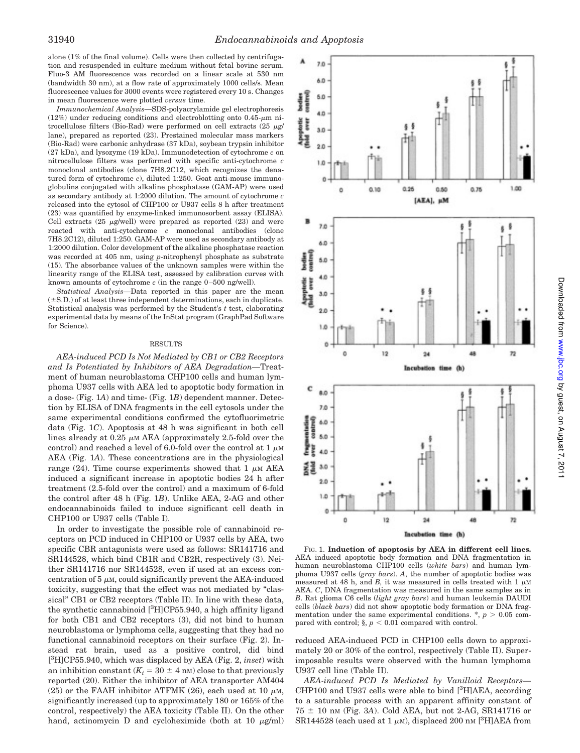alone (1% of the final volume). Cells were then collected by centrifugation and resuspended in culture medium without fetal bovine serum. Fluo-3 AM fluorescence was recorded on a linear scale at 530 nm (bandwidth 30 nm), at a flow rate of approximately 1000 cells/s. Mean fluorescence values for 3000 events were registered every 10 s. Changes in mean fluorescence were plotted *versus* time.

*Immunochemical Analysis*—SDS-polyacrylamide gel electrophoresis (12%) under reducing conditions and electroblotting onto 0.45-μm nitrocellulose filters (Bio-Rad) were performed on cell extracts (25 μg/lane), prepared as reported (23). Prestained molecular mass markers (Bio-Rad) were carbonic anhydrase (37 kDa), soybean trypsin inhibitor (27 kDa), and lysozyme (19 kDa). Immunodetection of cytochrome *c* on nitrocellulose filters was performed with specific anti-cytochrome *c* monoclonal antibodies (clone 7H8.2C12, which recognizes the denatured form of cytochrome *c*), diluted 1:250. Goat anti-mouse immunoglobulins conjugated with alkaline phosphatase (GAM-AP) were used as secondary antibody at 1:2000 dilution. The amount of cytochrome *c* released into the cytosol of CHP100 or U937 cells 8 h after treatment (23) was quantified by enzyme-linked immunosorbent assay (ELISA). Cell extracts (25 μg/well) were prepared as reported (23) and were reacted with anti-cytochrome *c* monoclonal antibodies (clone 7H8.2C12), diluted 1:250. GAM-AP were used as secondary antibody at 1:2000 dilution. Color development of the alkaline phosphatase reaction was recorded at 405 nm, using *p*-nitrophenyl phosphate as substrate (15). The absorbance values of the unknown samples were within the linearity range of the ELISA test, assessed by calibration curves with known amounts of cytochrome *c* (in the range 0–500 ng/well).

*Statistical Analysis*—Data reported in this paper are the mean (±S.D.) of at least three independent determinations, each in duplicate. Statistical analysis was performed by the Student's *t* test, elaborating experimental data by means of the InStat program (GraphPad Software for Science).

## RESULTS

*AEA-induced PCD Is Not Mediated by CB1 or CB2 Receptors and Is Potentiated by Inhibitors of AEA Degradation*—Treatment of human neuroblastoma CHP100 cells and human lymphoma U937 cells with AEA led to apoptotic body formation in a dose- (Fig. 1*A*) and time- (Fig. 1*B*) dependent manner. Detection by ELISA of DNA fragments in the cell cytosols under the same experimental conditions confirmed the cytofluorimetric data (Fig. 1*C*). Apoptosis at 48 h was significant in both cell lines already at 0.25 μM AEA (approximately 2.5-fold over the control) and reached a level of 6.0-fold over the control at 1 μM AEA (Fig. 1*A*). These concentrations are in the physiological range (24). Time course experiments showed that 1 μM AEA induced a significant increase in apoptotic bodies 24 h after treatment (2.5-fold over the control) and a maximum of 6-fold the control after 48 h (Fig. 1*B*). Unlike AEA, 2-AG and other endocannabinoids failed to induce significant cell death in CHP100 or U937 cells (Table I).

In order to investigate the possible role of cannabinoid receptors on PCD induced in CHP100 or U937 cells by AEA, two specific CBR antagonists were used as follows: SR141716 and SR144528, which bind CB1R and CB2R, respectively (3). Neither SR141716 nor SR144528, even if used at an excess concentration of 5 μM, could significantly prevent the AEA-induced toxicity, suggesting that the effect was not mediated by "classical" CB1 or CB2 receptors (Table II). In line with these data, the synthetic cannabinoid [$^3$H]CP55.940, a high affinity ligand for both CB1 and CB2 receptors (3), did not bind to human neuroblastoma or lymphoma cells, suggesting that they had no functional cannabinoid receptors on their surface (Fig. 2). Instead rat brain, used as a positive control, did bind [$^3$H]CP55.940, which was displaced by AEA (Fig. 2, *inset*) with an inhibition constant ($K_i$ = 30 ± 4 nM) close to that previously reported (20). Either the inhibitor of AEA transporter AM404 (25) or the FAAH inhibitor ATFMK (26), each used at 10 μM, significantly increased (up to approximately 180 or 165% of the control, respectively) the AEA toxicity (Table II). On the other hand, actinomycin D and cycloheximide (both at 10 μg/ml) reduced AEA-induced PCD in CHP100 cells down to approximately 20 or 30% of the control, respectively (Table II). Superimposable results were observed with the human lymphoma U937 cell line (Table II).

*AEA-induced PCD Is Mediated by Vanilloid Receptors*—CHP100 and U937 cells were able to bind [$^3$H]AEA, according to a saturable process with an apparent affinity constant of 75 ± 10 nM (Fig. 3*A*). Cold AEA, but not 2-AG, SR141716 or SR144528 (each used at 1 μM), displaced 200 nM [$^3$H]AEA from

FIG. 1. **Induction of apoptosis by AEA in different cell lines.** AEA induced apoptotic body formation and DNA fragmentation in human neuroblastoma CHP100 cells (*white bars*) and human lymphoma U937 cells (*gray bars*). *A*, the number of apoptotic bodies was measured at 48 h, and *B*, it was measured in cells treated with 1 μM AEA. *C*, DNA fragmentation was measured in the same samples as in *B*. Rat glioma C6 cells (*light gray bars*) and human leukemia DAUDI cells (*black bars*) did not show apoptotic body formation or DNA fragmentation under the same experimental conditions. *, $p > 0.05$ compared with control; §, $p < 0.01$ compared with control.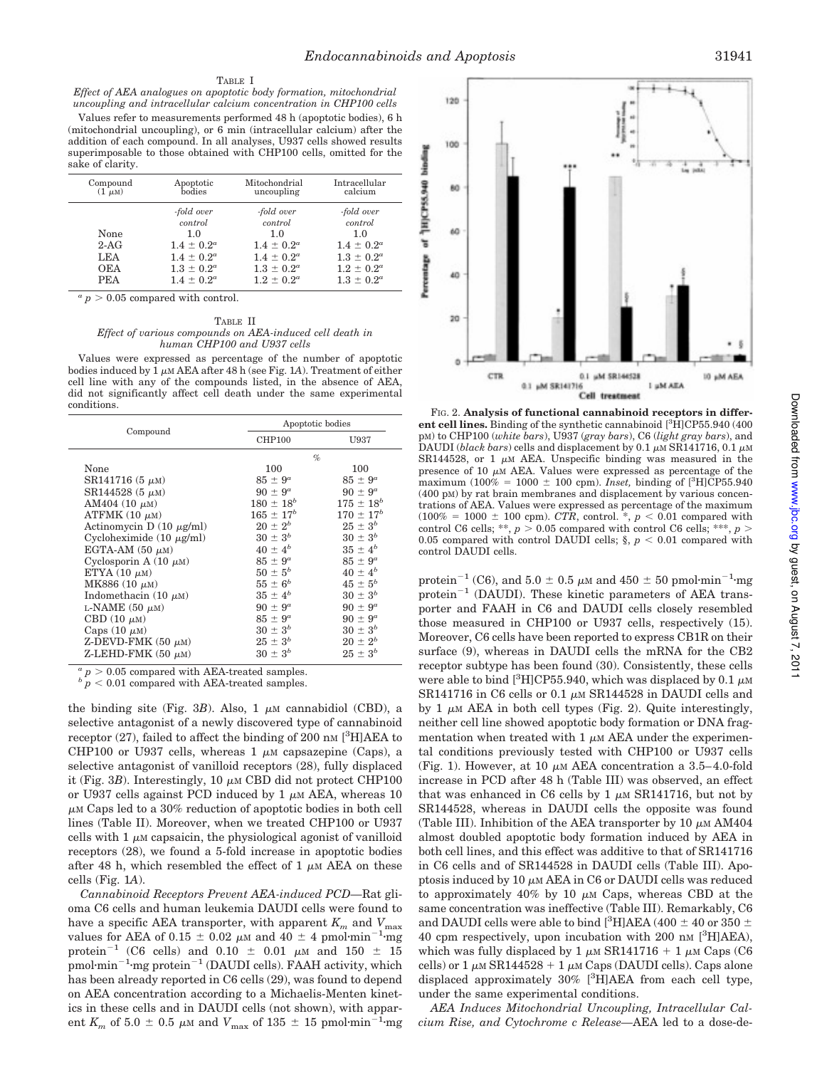TABLE I

*Effect of AEA analogues on apoptotic body formation, mitochondrial uncoupling and intracellular calcium concentration in CHP100 cells*

Values refer to measurements performed 48 h (apoptotic bodies), 6 h (mitochondrial uncoupling), or 6 min (intracellular calcium) after the addition of each compound. In all analyses, U937 cells showed results superimposable to those obtained with CHP100 cells, omitted for the sake of clarity.

| Compound (1 μM) | Apoptotic bodies | Mitochondrial uncoupling | Intracellular calcium |
|---|---|---|---|
| | *-fold over control* | *-fold over control* | *-fold over control* |
| None | 1.0 | 1.0 | 1.0 |
| 2-AG | $1.4 \pm 0.2^a$ | $1.4 \pm 0.2^a$ | $1.4 \pm 0.2^a$ |
| LEA | $1.4 \pm 0.2^a$ | $1.4 \pm 0.2^a$ | $1.3 \pm 0.2^a$ |
| OEA | $1.3 \pm 0.2^a$ | $1.3 \pm 0.2^a$ | $1.2 \pm 0.2^a$ |
| PEA | $1.4 \pm 0.2^a$ | $1.2 \pm 0.2^a$ | $1.3 \pm 0.2^a$ |

[a] $p > 0.05$ compared with control.

TABLE II

*Effect of various compounds on AEA-induced cell death in human CHP100 and U937 cells*

Values were expressed as percentage of the number of apoptotic bodies induced by 1 μM AEA after 48 h (see Fig. 1A). Treatment of either cell line with any of the compounds listed, in the absence of AEA, did not significantly affect cell death under the same experimental conditions.

| Compound | Apoptotic bodies | |
|---|---|---|
| | CHP100 | U937 |
| | % | |
| None | 100 | 100 |
| SR141716 (5 μM) | $85 \pm 9^a$ | $85 \pm 9^a$ |
| SR144528 (5 μM) | $90 \pm 9^a$ | $90 \pm 9^a$ |
| AM404 (10 μM) | $180 \pm 18^b$ | $175 \pm 18^b$ |
| ATFMK (10 μM) | $165 \pm 17^b$ | $170 \pm 17^b$ |
| Actinomycin D (10 μg/ml) | $20 \pm 2^b$ | $25 \pm 3^b$ |
| Cycloheximide (10 μg/ml) | $30 \pm 3^b$ | $30 \pm 3^b$ |
| EGTA-AM (50 μM) | $40 \pm 4^b$ | $35 \pm 4^b$ |
| Cyclosporin A (10 μM) | $85 \pm 9^a$ | $85 \pm 9^a$ |
| ETYA (10 μM) | $50 \pm 5^b$ | $40 \pm 4^b$ |
| MK886 (10 μM) | $55 \pm 6^b$ | $45 \pm 5^b$ |
| Indomethacin (10 μM) | $35 \pm 4^b$ | $30 \pm 3^b$ |
| L-NAME (50 μM) | $90 \pm 9^a$ | $90 \pm 9^a$ |
| CBD (10 μM) | $85 \pm 9^a$ | $90 \pm 9^a$ |
| Caps (10 μM) | $30 \pm 3^b$ | $30 \pm 3^b$ |
| Z-DEVD-FMK (50 μM) | $25 \pm 3^b$ | $20 \pm 2^b$ |
| Z-LEHD-FMK (50 μM) | $30 \pm 3^b$ | $25 \pm 3^b$ |

[a] $p > 0.05$ compared with AEA-treated samples.
[b] $p < 0.01$ compared with AEA-treated samples.

the binding site (Fig. 3*B*). Also, 1 μM cannabidiol (CBD), a selective antagonist of a newly discovered type of cannabinoid receptor (27), failed to affect the binding of 200 nM [$^3$H]AEA to CHP100 or U937 cells, whereas 1 μM capsazepine (Caps), a selective antagonist of vanilloid receptors (28), fully displaced it (Fig. 3*B*). Interestingly, 10 μM CBD did not protect CHP100 or U937 cells against PCD induced by 1 μM AEA, whereas 10 μM Caps led to a 30% reduction of apoptotic bodies in both cell lines (Table II). Moreover, when we treated CHP100 or U937 cells with 1 μM capsaicin, the physiological agonist of vanilloid receptors (28), we found a 5-fold increase in apoptotic bodies after 48 h, which resembled the effect of 1 μM AEA on these cells (Fig. 1*A*).

*Cannabinoid Receptors Prevent AEA-induced PCD*—Rat glioma C6 cells and human leukemia DAUDI cells were found to have a specific AEA transporter, with apparent $K_m$ and $V_{max}$ values for AEA of 0.15 ± 0.02 μM and 40 ± 4 pmol·min$^{-1}$·mg protein$^{-1}$ (C6 cells) and 0.10 ± 0.01 μM and 150 ± 15 pmol·min$^{-1}$·mg protein$^{-1}$ (DAUDI cells). FAAH activity, which has been already reported in C6 cells (29), was found to depend on AEA concentration according to a Michaelis-Menten kinetics in these cells and in DAUDI cells (not shown), with apparent $K_m$ of 5.0 ± 0.5 μM and $V_{max}$ of 135 ± 15 pmol·min$^{-1}$·mg protein$^{-1}$ (C6), and 5.0 ± 0.5 μM and 450 ± 50 pmol·min$^{-1}$·mg protein$^{-1}$ (DAUDI). These kinetic parameters of AEA transporter and FAAH in C6 and DAUDI cells closely resembled those measured in CHP100 or U937 cells, respectively (15). Moreover, C6 cells have been reported to express CB1R on their surface (9), whereas in DAUDI cells the mRNA for the CB2 receptor subtype has been found (30). Consistently, these cells were able to bind [$^3$H]CP55.940, which was displaced by 0.1 μM SR141716 in C6 cells or 0.1 μM SR144528 in DAUDI cells and by 1 μM AEA in both cell types (Fig. 2). Quite interestingly, neither cell line showed apoptotic body formation or DNA fragmentation when treated with 1 μM AEA under the experimental conditions previously tested with CHP100 or U937 cells (Fig. 1). However, at 10 μM AEA concentration a 3.5–4.0-fold increase in PCD after 48 h (Table III) was observed, an effect that was enhanced in C6 cells by 1 μM SR141716, but not by SR144528, whereas in DAUDI cells the opposite was found (Table III). Inhibition of the AEA transporter by 10 μM AM404 almost doubled apoptotic body formation induced by AEA in both cell lines, and this effect was additive to that of SR141716 in C6 cells and of SR144528 in DAUDI cells (Table III). Apoptosis induced by 10 μM AEA in C6 or DAUDI cells was reduced to approximately 40% by 10 μM Caps, whereas CBD at the same concentration was ineffective (Table III). Remarkably, C6 and DAUDI cells were able to bind [$^3$H]AEA (400 ± 40 or 350 ± 40 cpm respectively, upon incubation with 200 nM [$^3$H]AEA), which was fully displaced by 1 μM SR141716 + 1 μM Caps (C6 cells) or 1 μM SR144528 + 1 μM Caps (DAUDI cells). Caps alone displaced approximately 30% [$^3$H]AEA from each cell type, under the same experimental conditions.

FIG. 2. **Analysis of functional cannabinoid receptors in different cell lines.** Binding of the synthetic cannabinoid [$^3$H]CP55.940 (400 pM) to CHP100 (*white bars*), U937 (*gray bars*), C6 (*light gray bars*), and DAUDI (*black bars*) cells and displacement by 0.1 μM SR141716, 0.1 μM SR144528, or 1 μM AEA. Unspecific binding was measured in the presence of 10 μM AEA. Values were expressed as percentage of the maximum (100% = 1000 ± 100 cpm). *Inset,* binding of [$^3$H]CP55.940 (400 pM) by rat brain membranes and displacement by various concentrations of AEA. Values were expressed as percentage of the maximum (100% = 1000 ± 100 cpm). *CTR*, control. *, $p < 0.01$ compared with control C6 cells; **, $p > 0.05$ compared with control C6 cells; ***, $p > 0.05$ compared with control DAUDI cells; §, $p < 0.01$ compared with control DAUDI cells.

*AEA Induces Mitochondrial Uncoupling, Intracellular Calcium Rise, and Cytochrome c Release*—AEA led to a dose-de-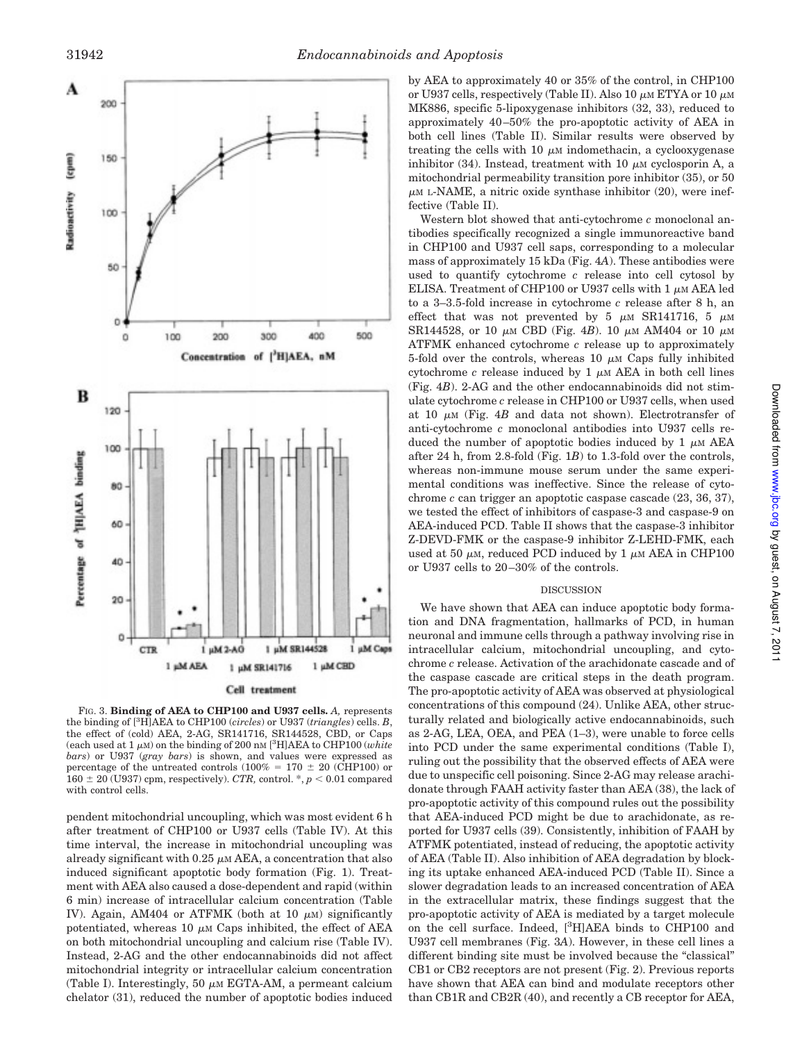FIG. 3. **Binding of AEA to CHP100 and U937 cells.** *A,* represents the binding of [$^3$H]AEA to CHP100 (*circles*) or U937 (*triangles*) cells. *B*, the effect of (cold) AEA, 2-AG, SR141716, SR144528, CBD, or Caps (each used at 1 $\mu$M) on the binding of 200 nM [$^3$H]AEA to CHP100 (*white bars*) or U937 (*gray bars*) is shown, and values were expressed as percentage of the untreated controls (100% = 170 ± 20 (CHP100) or 160 ± 20 (U937) cpm, respectively). *CTR,* control. *, $p < 0.01$ compared with control cells.

pendent mitochondrial uncoupling, which was most evident 6 h after treatment of CHP100 or U937 cells (Table IV). At this time interval, the increase in mitochondrial uncoupling was already significant with 0.25 $\mu$M AEA, a concentration that also induced significant apoptotic body formation (Fig. 1). Treatment with AEA also caused a dose-dependent and rapid (within 6 min) increase of intracellular calcium concentration (Table IV). Again, AM404 or ATFMK (both at 10 $\mu$M) significantly potentiated, whereas 10 $\mu$M Caps inhibited, the effect of AEA on both mitochondrial uncoupling and calcium rise (Table IV). Instead, 2-AG and the other endocannabinoids did not affect mitochondrial integrity or intracellular calcium concentration (Table I). Interestingly, 50 $\mu$M EGTA-AM, a permeant calcium chelator (31), reduced the number of apoptotic bodies induced by AEA to approximately 40 or 35% of the control, in CHP100 or U937 cells, respectively (Table II). Also 10 $\mu$M ETYA or 10 $\mu$M MK886, specific 5-lipoxygenase inhibitors (32, 33), reduced to approximately 40–50% the pro-apoptotic activity of AEA in both cell lines (Table II). Similar results were observed by treating the cells with 10 $\mu$M indomethacin, a cyclooxygenase inhibitor (34). Instead, treatment with 10 $\mu$M cyclosporin A, a mitochondrial permeability transition pore inhibitor (35), or 50 $\mu$M L-NAME, a nitric oxide synthase inhibitor (20), were ineffective (Table II).

Western blot showed that anti-cytochrome *c* monoclonal antibodies specifically recognized a single immunoreactive band in CHP100 and U937 cell saps, corresponding to a molecular mass of approximately 15 kDa (Fig. 4*A*). These antibodies were used to quantify cytochrome *c* release into cell cytosol by ELISA. Treatment of CHP100 or U937 cells with 1 $\mu$M AEA led to a 3–3.5-fold increase in cytochrome *c* release after 8 h, an effect that was not prevented by 5 $\mu$M SR141716, 5 $\mu$M SR144528, or 10 $\mu$M CBD (Fig. 4*B*). 10 $\mu$M AM404 or 10 $\mu$M ATFMK enhanced cytochrome *c* release up to approximately 5-fold over the controls, whereas 10 $\mu$M Caps fully inhibited cytochrome *c* release induced by 1 $\mu$M AEA in both cell lines (Fig. 4*B*). 2-AG and the other endocannabinoids did not stimulate cytochrome *c* release in CHP100 or U937 cells, when used at 10 $\mu$M (Fig. 4*B* and data not shown). Electrotransfer of anti-cytochrome *c* monoclonal antibodies into U937 cells reduced the number of apoptotic bodies induced by 1 $\mu$M AEA after 24 h, from 2.8-fold (Fig. 1*B*) to 1.3-fold over the controls, whereas non-immune mouse serum under the same experimental conditions was ineffective. Since the release of cytochrome *c* can trigger an apoptotic caspase cascade (23, 36, 37), we tested the effect of inhibitors of caspase-3 and caspase-9 on AEA-induced PCD. Table II shows that the caspase-3 inhibitor Z-DEVD-FMK or the caspase-9 inhibitor Z-LEHD-FMK, each used at 50 $\mu$M, reduced PCD induced by 1 $\mu$M AEA in CHP100 or U937 cells to 20–30% of the controls.

## DISCUSSION

We have shown that AEA can induce apoptotic body formation and DNA fragmentation, hallmarks of PCD, in human neuronal and immune cells through a pathway involving rise in intracellular calcium, mitochondrial uncoupling, and cytochrome *c* release. Activation of the arachidonate cascade and of the caspase cascade are critical steps in the death program. The pro-apoptotic activity of AEA was observed at physiological concentrations of this compound (24). Unlike AEA, other structurally related and biologically active endocannabinoids, such as 2-AG, LEA, OEA, and PEA (1–3), were unable to force cells into PCD under the same experimental conditions (Table I), ruling out the possibility that the observed effects of AEA were due to unspecific cell poisoning. Since 2-AG may release arachidonate through FAAH activity faster than AEA (38), the lack of pro-apoptotic activity of this compound rules out the possibility that AEA-induced PCD might be due to arachidonate, as reported for U937 cells (39). Consistently, inhibition of FAAH by ATFMK potentiated, instead of reducing, the apoptotic activity of AEA (Table II). Also inhibition of AEA degradation by blocking its uptake enhanced AEA-induced PCD (Table II). Since a slower degradation leads to an increased concentration of AEA in the extracellular matrix, these findings suggest that the pro-apoptotic activity of AEA is mediated by a target molecule on the cell surface. Indeed, [$^3$H]AEA binds to CHP100 and U937 cell membranes (Fig. 3*A*). However, in these cell lines a different binding site must be involved because the "classical" CB1 or CB2 receptors are not present (Fig. 2). Previous reports have shown that AEA can bind and modulate receptors other than CB1R and CB2R (40), and recently a CB receptor for AEA,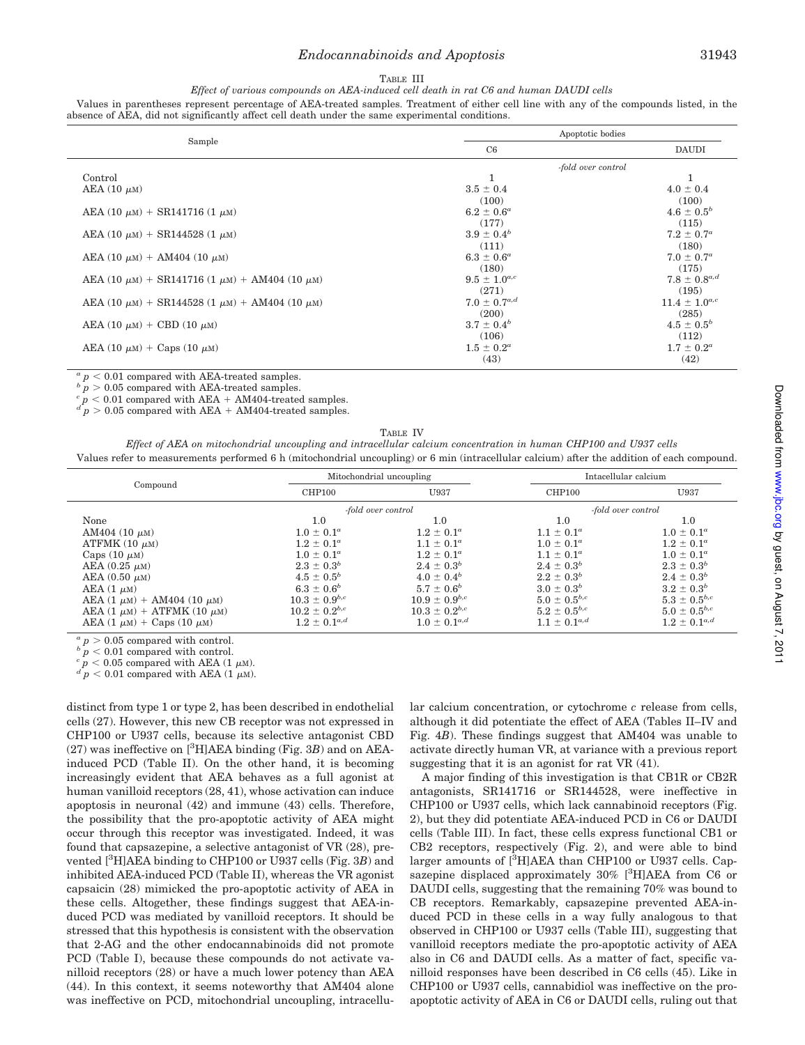TABLE III

*Effect of various compounds on AEA-induced cell death in rat C6 and human DAUDI cells*

Values in parentheses represent percentage of AEA-treated samples. Treatment of either cell line with any of the compounds listed, in the absence of AEA, did not significantly affect cell death under the same experimental conditions.

| Sample | Apoptotic bodies | |
|---|---|---|
| | C6 | DAUDI |
| | *-fold over control* | |
| Control | 1 | 1 |
| AEA (10 μM) | 3.5 ± 0.4 (100) | 4.0 ± 0.4 (100) |
| AEA (10 μM) + SR141716 (1 μM) | 6.2 ± 0.6[a] (177) | 4.6 ± 0.5[b] (115) |
| AEA (10 μM) + SR144528 (1 μM) | 3.9 ± 0.4[b] (111) | 7.2 ± 0.7[a] (180) |
| AEA (10 μM) + AM404 (10 μM) | 6.3 ± 0.6[a] (180) | 7.0 ± 0.7[a] (175) |
| AEA (10 μM) + SR141716 (1 μM) + AM404 (10 μM) | 9.5 ± 1.0[a,c] (271) | 7.8 ± 0.8[a,d] (195) |
| AEA (10 μM) + SR144528 (1 μM) + AM404 (10 μM) | 7.0 ± 0.7[a,d] (200) | 11.4 ± 1.0[a,c] (285) |
| AEA (10 μM) + CBD (10 μM) | 3.7 ± 0.4[b] (106) | 4.5 ± 0.5[b] (112) |
| AEA (10 μM) + Caps (10 μM) | 1.5 ± 0.2[a] (43) | 1.7 ± 0.2[a] (42) |

[a] $p < 0.01$ compared with AEA-treated samples.
[b] $p > 0.05$ compared with AEA-treated samples.
[c] $p < 0.01$ compared with AEA + AM404-treated samples.
[d] $p > 0.05$ compared with AEA + AM404-treated samples.

TABLE IV

*Effect of AEA on mitochondrial uncoupling and intracellular calcium concentration in human CHP100 and U937 cells*

Values refer to measurements performed 6 h (mitochondrial uncoupling) or 6 min (intracellular calcium) after the addition of each compound.

| Compound | Mitochondrial uncoupling | | Intracellular calcium | |
|---|---|---|---|---|
| | CHP100 | U937 | CHP100 | U937 |
| | *-fold over control* | | *-fold over control* | |
| None | 1.0 | 1.0 | 1.0 | 1.0 |
| AM404 (10 μM) | 1.0 ± 0.1[a] | 1.2 ± 0.1[a] | 1.1 ± 0.1[a] | 1.0 ± 0.1[a] |
| ATFMK (10 μM) | 1.2 ± 0.1[a] | 1.1 ± 0.1[a] | 1.0 ± 0.1[a] | 1.2 ± 0.1[a] |
| Caps (10 μM) | 1.0 ± 0.1[a] | 1.2 ± 0.1[a] | 1.1 ± 0.1[a] | 1.0 ± 0.1[a] |
| AEA (0.25 μM) | 2.3 ± 0.3[b] | 2.4 ± 0.3[b] | 2.4 ± 0.3[b] | 2.3 ± 0.3[b] |
| AEA (0.50 μM) | 4.5 ± 0.5[b] | 4.0 ± 0.4[b] | 2.2 ± 0.3[b] | 2.4 ± 0.3[b] |
| AEA (1 μM) | 6.3 ± 0.6[b] | 5.7 ± 0.6[b] | 3.0 ± 0.3[b] | 3.2 ± 0.3[b] |
| AEA (1 μM) + AM404 (10 μM) | 10.3 ± 0.9[b,c] | 10.9 ± 0.9[b,c] | 5.0 ± 0.5[b,c] | 5.3 ± 0.5[b,c] |
| AEA (1 μM) + ATFMK (10 μM) | 10.2 ± 0.2[b,c] | 10.3 ± 0.2[b,c] | 5.2 ± 0.5[b,c] | 5.0 ± 0.5[b,c] |
| AEA (1 μM) + Caps (10 μM) | 1.2 ± 0.1[a,d] | 1.0 ± 0.1[a,d] | 1.1 ± 0.1[a,d] | 1.2 ± 0.1[a,d] |

[a] $p > 0.05$ compared with control.
[b] $p < 0.01$ compared with control.
[c] $p < 0.05$ compared with AEA (1 μM).
[d] $p < 0.01$ compared with AEA (1 μM).

distinct from type 1 or type 2, has been described in endothelial cells (27). However, this new CB receptor was not expressed in CHP100 or U937 cells, because its selective antagonist CBD (27) was ineffective on [$^3$H]AEA binding (Fig. 3*B*) and on AEA-induced PCD (Table II). On the other hand, it is becoming increasingly evident that AEA behaves as a full agonist at human vanilloid receptors (28, 41), whose activation can induce apoptosis in neuronal (42) and immune (43) cells. Therefore, the possibility that the pro-apoptotic activity of AEA might occur through this receptor was investigated. Indeed, it was found that capsazepine, a selective antagonist of VR (28), prevented [$^3$H]AEA binding to CHP100 or U937 cells (Fig. 3*B*) and inhibited AEA-induced PCD (Table II), whereas the VR agonist capsaicin (28) mimicked the pro-apoptotic activity of AEA in these cells. Altogether, these findings suggest that AEA-induced PCD was mediated by vanilloid receptors. It should be stressed that this hypothesis is consistent with the observation that 2-AG and the other endocannabinoids did not promote PCD (Table I), because these compounds do not activate vanilloid receptors (28) or have a much lower potency than AEA (44). In this context, it seems noteworthy that AM404 alone was ineffective on PCD, mitochondrial uncoupling, intracellular calcium concentration, or cytochrome *c* release from cells, although it did potentiate the effect of AEA (Tables II–IV and Fig. 4*B*). These findings suggest that AM404 was unable to activate directly human VR, at variance with a previous report suggesting that it is an agonist for rat VR (41).

A major finding of this investigation is that CB1R or CB2R antagonists, SR141716 or SR144528, were ineffective in CHP100 or U937 cells, which lack cannabinoid receptors (Fig. 2), but they did potentiate AEA-induced PCD in C6 or DAUDI cells (Table III). In fact, these cells express functional CB1 or CB2 receptors, respectively (Fig. 2), and were able to bind larger amounts of [$^3$H]AEA than CHP100 or U937 cells. Capsazepine displaced approximately 30% [$^3$H]AEA from C6 or DAUDI cells, suggesting that the remaining 70% was bound to CB receptors. Remarkably, capsazepine prevented AEA-induced PCD in these cells in a way fully analogous to that observed in CHP100 or U937 cells (Table III), suggesting that vanilloid receptors mediate the pro-apoptotic activity of AEA also in C6 and DAUDI cells. As a matter of fact, specific vanilloid responses have been described in C6 cells (45). Like in CHP100 or U937 cells, cannabidiol was ineffective on the pro-apoptotic activity of AEA in C6 or DAUDI cells, ruling out that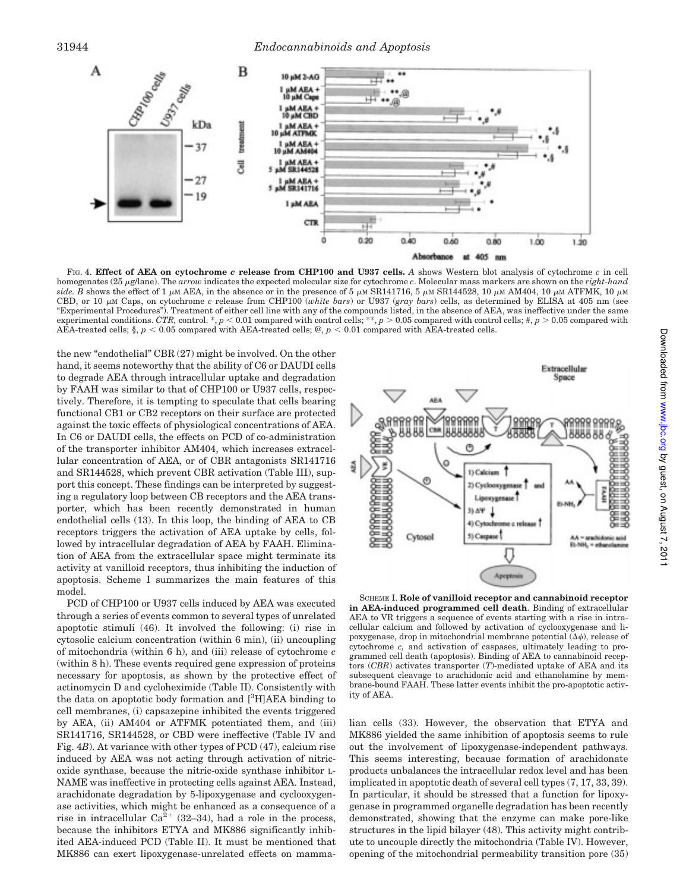FIG. 4. **Effect of AEA on cytochrome *c* release from CHP100 and U937 cells.** *A* shows Western blot analysis of cytochrome *c* in cell homogenates (25 μg/lane). The *arrow* indicates the expected molecular size for cytochrome *c*. Molecular mass markers are shown on the *right-hand side*. *B* shows the effect of 1 μM AEA, in the absence or in the presence of 5 μM SR141716, 5 μM SR144528, 10 μM AM404, 10 μM ATFMK, 10 μM CBD, or 10 μM Caps, on cytochrome *c* release from CHP100 (*white bars*) or U937 (*gray bars*) cells, as determined by ELISA at 405 nm (see "Experimental Procedures"). Treatment of either cell line with any of the compounds listed, in the absence of AEA, was ineffective under the same experimental conditions. *CTR*, control. *, $p < 0.01$ compared with control cells; **, $p > 0.05$ compared with control cells; #, $p > 0.05$ compared with AEA-treated cells; §, $p < 0.05$ compared with AEA-treated cells; @, $p < 0.01$ compared with AEA-treated cells.

the new "endothelial" CBR (27) might be involved. On the other hand, it seems noteworthy that the ability of C6 or DAUDI cells to degrade AEA through intracellular uptake and degradation by FAAH was similar to that of CHP100 or U937 cells, respectively. Therefore, it is tempting to speculate that cells bearing functional CB1 or CB2 receptors on their surface are protected against the toxic effects of physiological concentrations of AEA. In C6 or DAUDI cells, the effects on PCD of co-administration of the transporter inhibitor AM404, which increases extracellular concentration of AEA, or of CBR antagonists SR141716 and SR144528, which prevent CBR activation (Table III), support this concept. These findings can be interpreted by suggesting a regulatory loop between CB receptors and the AEA transporter, which has been recently demonstrated in human endothelial cells (13). In this loop, the binding of AEA to CB receptors triggers the activation of AEA uptake by cells, followed by intracellular degradation of AEA by FAAH. Elimination of AEA from the extracellular space might terminate its activity at vanilloid receptors, thus inhibiting the induction of apoptosis. Scheme I summarizes the main features of this model.

PCD of CHP100 or U937 cells induced by AEA was executed through a series of events common to several types of unrelated apoptotic stimuli (46). It involved the following: (i) rise in cytosolic calcium concentration (within 6 min), (ii) uncoupling of mitochondria (within 6 h), and (iii) release of cytochrome *c* (within 8 h). These events required gene expression of proteins necessary for apoptosis, as shown by the protective effect of actinomycin D and cycloheximide (Table II). Consistently with the data on apoptotic body formation and [$^3$H]AEA binding to cell membranes, (i) capsazepine inhibited the events triggered by AEA, (ii) AM404 or ATFMK potentiated them, and (iii) SR141716, SR144528, or CBD were ineffective (Table IV and Fig. 4*B*). At variance with other types of PCD (47), calcium rise induced by AEA was not acting through activation of nitric-oxide synthase, because the nitric-oxide synthase inhibitor L-NAME was ineffective in protecting cells against AEA. Instead, arachidonate degradation by 5-lipoxygenase and cyclooxygenase activities, which might be enhanced as a consequence of a rise in intracellular $Ca^{2+}$ (32–34), had a role in the process, because the inhibitors ETYA and MK886 significantly inhibited AEA-induced PCD (Table II). It must be mentioned that MK886 can exert lipoxygenase-unrelated effects on mammalian cells (33). However, the observation that ETYA and MK886 yielded the same inhibition of apoptosis seems to rule out the involvement of lipoxygenase-independent pathways. This seems interesting, because formation of arachidonate products unbalances the intracellular redox level and has been implicated in apoptotic death of several cell types (7, 17, 33, 39). In particular, it should be stressed that a function for lipoxygenase in programmed organelle degradation has been recently demonstrated, showing that the enzyme can make pore-like structures in the lipid bilayer (48). This activity might contribute to uncouple directly the mitochondria (Table IV). However, opening of the mitochondrial permeability transition pore (35)

SCHEME I. **Role of vanilloid receptor and cannabinoid receptor in AEA-induced programmed cell death**. Binding of extracellular AEA to VR triggers a sequence of events starting with a rise in intracellular calcium and followed by activation of cyclooxygenase and lipoxygenase, drop in mitochondrial membrane potential ($\Delta\psi$), release of cytochrome *c*, and activation of caspases, ultimately leading to programmed cell death (apoptosis). Binding of AEA to cannabinoid receptors (*CBR*) activates transporter (*T*)-mediated uptake of AEA and its subsequent cleavage to arachidonic acid and ethanolamine by membrane-bound FAAH. These latter events inhibit the pro-apoptotic activity of AEA.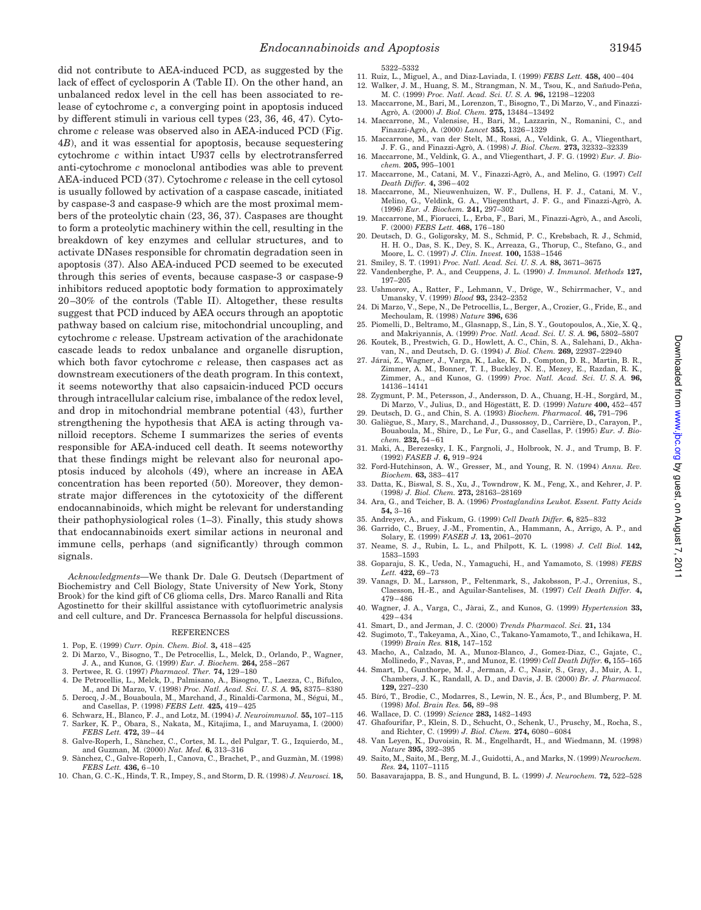did not contribute to AEA-induced PCD, as suggested by the lack of effect of cyclosporin A (Table II). On the other hand, an unbalanced redox level in the cell has been associated to release of cytochrome *c*, a converging point in apoptosis induced by different stimuli in various cell types (23, 36, 46, 47). Cytochrome *c* release was observed also in AEA-induced PCD (Fig. 4*B*), and it was essential for apoptosis, because sequestering cytochrome *c* within intact U937 cells by electrotransferred anti-cytochrome *c* monoclonal antibodies was able to prevent AEA-induced PCD (37). Cytochrome *c* release in the cell cytosol is usually followed by activation of a caspase cascade, initiated by caspase-3 and caspase-9 which are the most proximal members of the proteolytic chain (23, 36, 37). Caspases are thought to form a proteolytic machinery within the cell, resulting in the breakdown of key enzymes and cellular structures, and to activate DNases responsible for chromatin degradation seen in apoptosis (37). Also AEA-induced PCD seemed to be executed through this series of events, because caspase-3 or caspase-9 inhibitors reduced apoptotic body formation to approximately 20–30% of the controls (Table II). Altogether, these results suggest that PCD induced by AEA occurs through an apoptotic pathway based on calcium rise, mitochondrial uncoupling, and cytochrome *c* release. Upstream activation of the arachidonate cascade leads to redox unbalance and organelle disruption, which both favor cytochrome *c* release, then caspases act as downstream executioners of the death program. In this context, it seems noteworthy that also capsaicin-induced PCD occurs through intracellular calcium rise, imbalance of the redox level, and drop in mitochondrial membrane potential (43), further strengthening the hypothesis that AEA is acting through vanilloid receptors. Scheme I summarizes the series of events responsible for AEA-induced cell death. It seems noteworthy that these findings might be relevant also for neuronal apoptosis induced by alcohols (49), where an increase in AEA concentration has been reported (50). Moreover, they demonstrate major differences in the cytotoxicity of the different endocannabinoids, which might be relevant for understanding their pathophysiological roles (1–3). Finally, this study shows that endocannabinoids exert similar actions in neuronal and immune cells, perhaps (and significantly) through common signals.

*Acknowledgments*—We thank Dr. Dale G. Deutsch (Department of Biochemistry and Cell Biology, State University of New York, Stony Brook) for the kind gift of C6 glioma cells, Drs. Marco Ranalli and Rita Agostinetto for their skillful assistance with cytofluorimetric analysis and cell culture, and Dr. Francesca Bernassola for helpful discussions.

## REFERENCES

1. Pop, E. (1999) *Curr. Opin. Chem. Biol.* **3,** 418–425
2. Di Marzo, V., Bisogno, T., De Petrocellis, L., Melck, D., Orlando, P., Wagner, J. A., and Kunos, G. (1999) *Eur. J. Biochem.* **264,** 258–267
3. Pertwee, R. G. (1997) *Pharmacol. Ther.* **74,** 129–180
4. De Petrocellis, L., Melck, D., Palmisano, A., Bisogno, T., Laezza, C., Bifulco, M., and Di Marzo, V. (1998) *Proc. Natl. Acad. Sci. U. S. A.* **95,** 8375–8380
5. Derocq, J.-M., Bouaboula, M., Marchand, J., Rinaldi-Carmona, M., Ségui, M., and Casellas, P. (1998) *FEBS Lett.* **425,** 419–425
6. Schwarz, H., Blanco, F. J., and Lotz, M. (1994) *J. Neuroimmunol.* **55,** 107–115
7. Sarker, K. P., Obara, S., Nakata, M., Kitajima, I., and Maruyama, I. (2000) *FEBS Lett.* **472,** 39–44
8. Galve-Roperh, I., Sànchez, C., Cortes, M. L., del Pulgar, T. G., Izquierdo, M., and Guzman, M. (2000) *Nat. Med.* **6,** 313–316
9. Sànchez, C., Galve-Roperh, I., Canova, C., Brachet, P., and Guzmàn, M. (1998) *FEBS Lett.* **436,** 6–10
10. Chan, G. C.-K., Hinds, T. R., Impey, S., and Storm, D. R. (1998) *J. Neurosci.* **18,** 5322–5332
11. Ruiz, L., Miguel, A., and Diaz-Laviada, I. (1999) *FEBS Lett.* **458,** 400–404
12. Walker, J. M., Huang, S. M., Strangman, N. M., Tsou, K., and Sañudo-Peña, M. C. (1999) *Proc. Natl. Acad. Sci. U. S. A.* **96,** 12198–12203
13. Maccarrone, M., Bari, M., Lorenzon, T., Bisogno, T., Di Marzo, V., and Finazzi-Agrò, A. (2000) *J. Biol. Chem.* **275,** 13484–13492
14. Maccarrone, M., Valensise, H., Bari, M., Lazzarin, N., Romanini, C., and Finazzi-Agrò, A. (2000) *Lancet* **355,** 1326–1329
15. Maccarrone, M., van der Stelt, M., Rossi, A., Veldink, G. A., Vliegenthart, J. F. G., and Finazzi-Agrò, A. (1998) *J. Biol. Chem.* **273,** 32332–32339
16. Maccarrone, M., Veldink, G. A., and Vliegenthart, J. F. G. (1992) *Eur. J. Biochem.* **205,** 995–1001
17. Maccarrone, M., Catani, M. V., Finazzi-Agrò, A., and Melino, G. (1997) *Cell Death Differ.* **4,** 396–402
18. Maccarrone, M., Nieuwenhuizen, W. F., Dullens, H. F. J., Catani, M. V., Melino, G., Veldink, G. A., Vliegenthart, J. F. G., and Finazzi-Agrò, A. (1996) *Eur. J. Biochem.* **241,** 297–302
19. Maccarrone, M., Fiorucci, L., Erba, F., Bari, M., Finazzi-Agrò, A., and Ascoli, F. (2000) *FEBS Lett.* **468,** 176–180
20. Deutsch, D. G., Goligorsky, M. S., Schmid, P. C., Krebsbach, R. J., Schmid, H. H. O., Das, S. K., Dey, S. K., Arreaza, G., Thorup, C., Stefano, G., and Moore, L. C. (1997) *J. Clin. Invest.* **100,** 1538–1546
21. Smiley, S. T. (1991) *Proc. Natl. Acad. Sci. U. S. A.* **88,** 3671–3675
22. Vandenberghe, P. A., and Ceuppens, J. L. (1990) *J. Immunol. Methods* **127,** 197–205
23. Ushmorov, A., Ratter, F., Lehmann, V., Dröge, W., Schirrmacher, V., and Umansky, V. (1999) *Blood* **93,** 2342–2352
24. Di Marzo, V., Sepe, N., De Petrocellis, L., Berger, A., Crozier, G., Fride, E., and Mechoulam, R. (1998) *Nature* **396,** 636
25. Piomelli, D., Beltramo, M., Glasnapp, S., Lin, S. Y., Goutopoulos, A., Xie, X. Q., and Makriyannis, A. (1999) *Proc. Natl. Acad. Sci. U. S. A.* **96,** 5802–5807
26. Koutek, B., Prestwich, G. D., Howlett, A. C., Chin, S. A., Salehani, D., Akhavan, N., and Deutsch, D. G. (1994) *J. Biol. Chem.* **269,** 22937–22940
27. Járai, Z., Wagner, J., Varga, K., Lake, K. D., Compton, D. R., Martin, B. R., Zimmer, A. M., Bonner, T. I., Buckley, N. E., Mezey, E., Razdan, R. K., Zimmer, A., and Kunos, G. (1999) *Proc. Natl. Acad. Sci. U. S. A.* **96,** 14136–14141
28. Zygmunt, P. M., Petersson, J., Andersson, D. A., Chuang, H.-H., Sorgård, M., Di Marzo, V., Julius, D., and Högestätt, E. D. (1999) *Nature* **400,** 452–457
29. Deutsch, D. G., and Chin, S. A. (1993) *Biochem. Pharmacol.* **46,** 791–796
30. Galiègue, S., Mary, S., Marchand, J., Dussossoy, D., Carrière, D., Carayon, P., Bouaboula, M., Shire, D., Le Fur, G., and Casellas, P. (1995) *Eur. J. Biochem.* **232,** 54–61
31. Maki, A., Berezesky, I. K., Fargnoli, J., Holbrook, N. J., and Trump, B. F. (1992) *FASEB J.* **6,** 919–924
32. Ford-Hutchinson, A. W., Gresser, M., and Young, R. N. (1994) *Annu. Rev. Biochem.* **63,** 383–417
33. Datta, K., Biswal, S. S., Xu, J., Towndrow, K. M., Feng, X., and Kehrer, J. P. (1998) *J. Biol. Chem.* **273,** 28163–28169
34. Ara, G., and Teicher, B. A. (1996) *Prostaglandins Leukot. Essent. Fatty Acids* **54,** 3–16
35. Andreyev, A., and Fiskum, G. (1999) *Cell Death Differ.* **6,** 825–832
36. Garrido, C., Bruey, J.-M., Fromentin, A., Hammann, A., Arrigo, A. P., and Solary, E. (1999) *FASEB J.* **13,** 2061–2070
37. Neame, S. J., Rubin, L. L., and Philpott, K. L. (1998) *J. Cell Biol.* **142,** 1583–1593
38. Goparaju, S. K., Ueda, N., Yamaguchi, H., and Yamamoto, S. (1998) *FEBS Lett.* **422,** 69–73
39. Vanags, D. M., Larsson, P., Feltenmark, S., Jakobsson, P.-J., Orrenius, S., Claesson, H.-E., and Aguilar-Santelises, M. (1997) *Cell Death Differ.* **4,** 479–486
40. Wagner, J. A., Varga, C., Jàrai, Z., and Kunos, G. (1999) *Hypertension* **33,** 429–434
41. Smart, D., and Jerman, J. C. (2000) *Trends Pharmacol. Sci.* **21,** 134
42. Sugimoto, T., Takeyama, A., Xiao, C., Takano-Yamamoto, T., and Ichikawa, H. (1999) *Brain Res.* **818,** 147–152
43. Macho, A., Calzado, M. A., Munoz-Blanco, J., Gomez-Diaz, C., Gajate, C., Mollinedo, F., Navas, P., and Munoz, E. (1999) *Cell Death Differ.* **6,** 155–165
44. Smart, D., Gunthorpe, M. J., Jerman, J. C., Nasir, S., Gray, J., Muir, A. I., Chambers, J. K., Randall, A. D., and Davis, J. B. (2000) *Br. J. Pharmacol.* **129,** 227–230
45. Bíró, T., Brodie, C., Modarres, S., Lewin, N. E., Ács, P., and Blumberg, P. M. (1998) *Mol. Brain Res.* **56,** 89–98
46. Wallace, D. C. (1999) *Science* **283,** 1482–1493
47. Ghafourifar, P., Klein, S. D., Schucht, O., Schenk, U., Pruschy, M., Rocha, S., and Richter, C. (1999) *J. Biol. Chem.* **274,** 6080–6084
48. Van Leyen, K., Duvoisin, R. M., Engelhardt, H., and Wiedmann, M. (1998) *Nature* **395,** 392–395
49. Saito, M., Saito, M., Berg, M. J., Guidotti, A., and Marks, N. (1999) *Neurochem. Res.* **24,** 1107–1115
50. Basavarajappa, B. S., and Hungund, B. L. (1999) *J. Neurochem.* **72,** 522–528